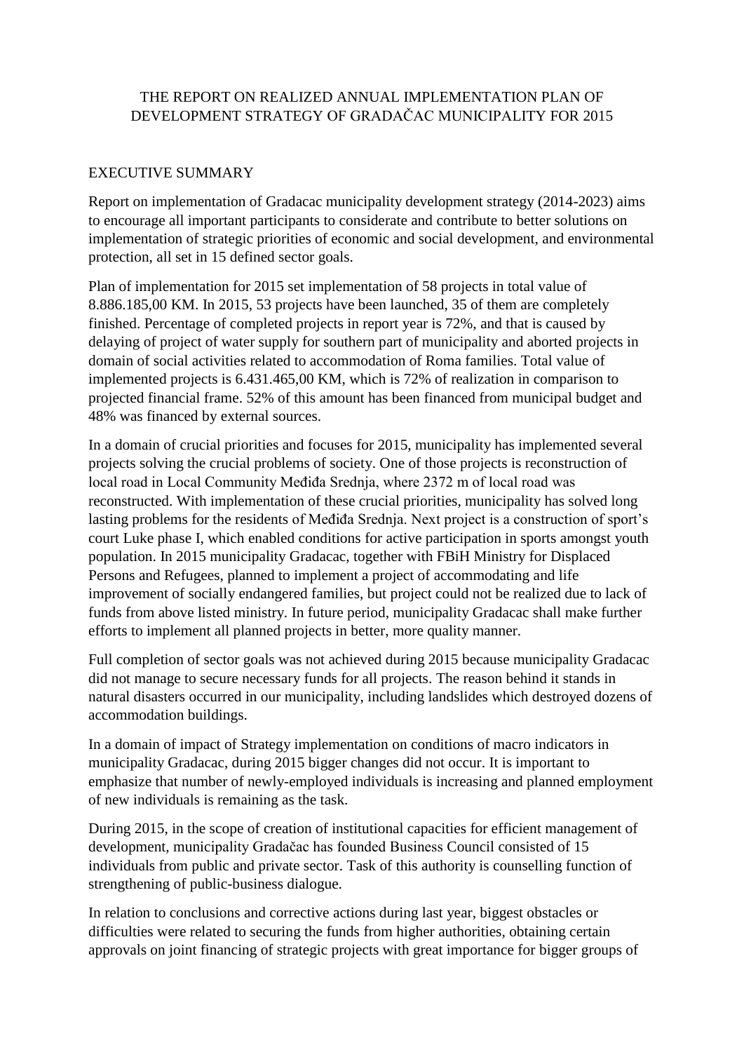# THE REPORT ON REALIZED ANNUAL IMPLEMENTATION PLAN OF DEVELOPMENT STRATEGY OF GRADAČAC MUNICIPALITY FOR 2015

## EXECUTIVE SUMMARY

Report on implementation of Gradacac municipality development strategy (2014-2023) aims to encourage all important participants to considerate and contribute to better solutions on implementation of strategic priorities of considerable economic and social development, and environmental protection, all set in 15 defined sector goals.

Plan of implementation for 2015 set implementation of 58 projects in total value of 8.886.185,00 KM. In 2015, 53 projects have been launched, 35 of them are completely finished. Percentage of completed projects in report year is 72%, and that is caused by delaying of project of water supply for southern part of municipality and aborted projects in domain of social activities related to accommodation of Roma families. Total value of implemented projects is 6.431.465,00 KM, which is 72% of realization in comparison to projected financial frame. 52% of this amount has been financed from municipal budget and 48% was financed by external sources.

In a domain of crucial priorities and focuses for 2015, municipality has implemented several projects solving the crucial problems of society. One of those projects is reconstruction of local road in Local Community Međiđa Srednja, where 2372 m of local road was reconstructed. With implementation of these crucial priorities, municipality has solved long lasting problems for the residents of Međiđa Srednja. Next project is a construction of sport's court Luke phase I, which enabled conditions for active participation in sports amongst youth population. In 2015 municipality Gradacac, together with FBiH Ministry for Displaced Persons and Refugees, planned to implement a project of accommodating and life improvement of socially endangered families, but project could not be realized due to lack of funds from above listed ministry. In future period, municipality Gradacac shall make further efforts to implement all planned projects in better, more quality manner.

Full completion of sector goals was not achieved during 2015 because municipality Gradacac did not manage to secure necessary funds for all projects. The reason behind it stands in natural disasters occurred in our municipality, including landslides which destroyed dozens of accommodation buildings.

In a domain of impact of Strategy implementation on conditions of macro indicators in municipality Gradacac, during 2015 bigger changes did not occur. It is important to emphasize that number of newly-employed individuals is increasing and planned employment of new individuals is remaining as the task.

During 2015, in the scope of creation of institutional capacities for efficient management of development, municipality Gradačac has founded Business Council consisted of 15 individuals from public and private sector. Task of this authority is counselling function of strengthening of public-business dialogue.

In relation to conclusions and corrective actions during last year, biggest obstacles or difficulties were related to securing the funds from higher authorities, obtaining certain approvals on joint financing of strategic projects with great importance for bigger groups of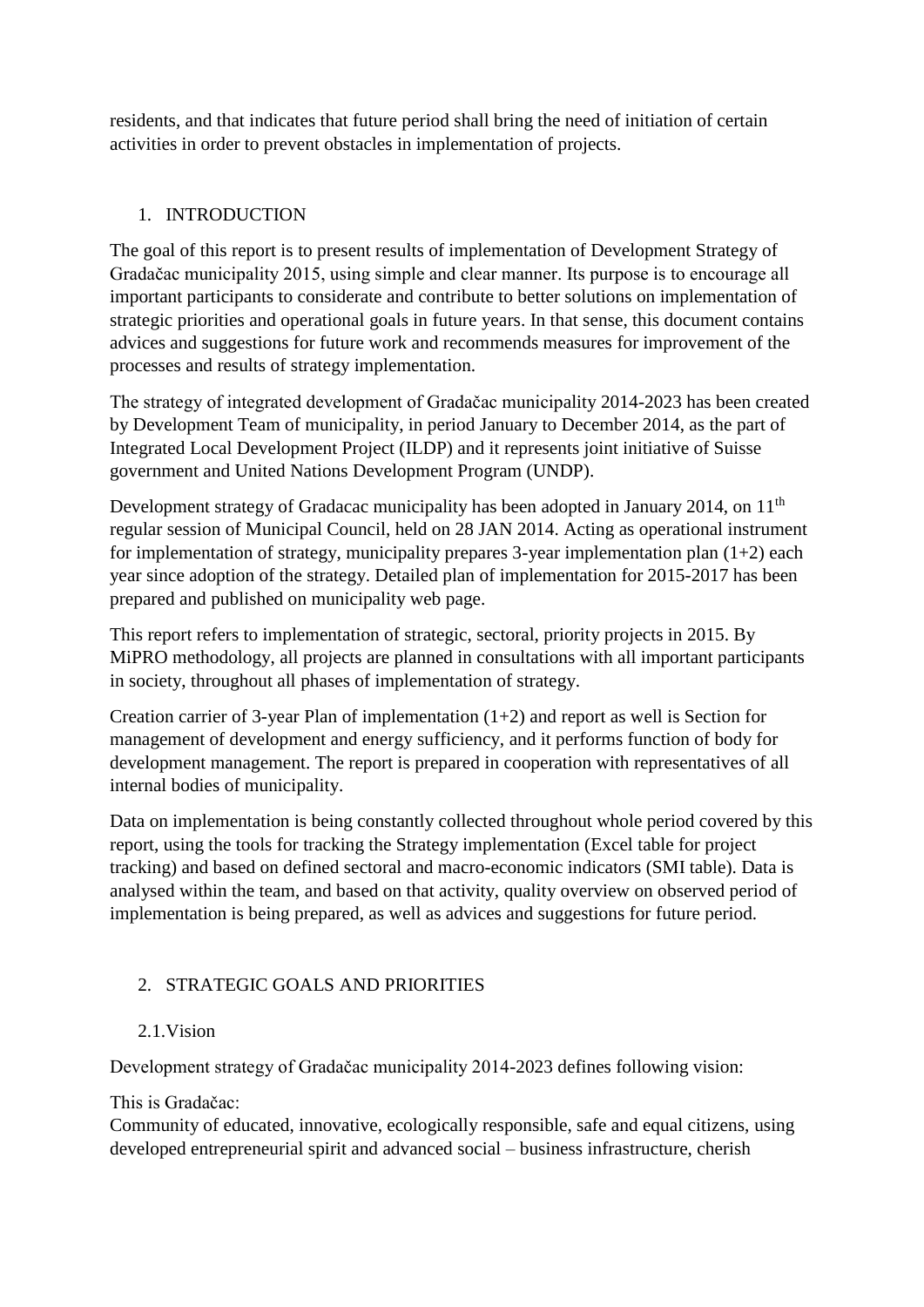residents, and that indicates that future period shall bring the need of initiation of certain activities in order to prevent obstacles in implementation of projects.

## 1. INTRODUCTION

The goal of this report is to present results of implementation of Development Strategy of Gradačac municipality 2015, using simple and clear manner. Its purpose is to encourage all important participants to considerate and contribute to better solutions on implementation of strategic priorities and operational goals in future years. In that sense, this document contains advices and suggestions for future work and recommends measures for improvement of the processes and results of strategy implementation.

The strategy of integrated development of Gradačac municipality 2014-2023 has been created by Development Team of municipality, in period January to December 2014, as the part of Integrated Local Development Project (ILDP) and it represents joint initiative of Suisse government and United Nations Development Program (UNDP).

Development strategy of Gradacac municipality has been adopted in January 2014, on 11th regular session of Municipal Council, held on 28 JAN 2014. Acting as operational instrument for implementation of strategy, municipality prepares 3-year implementation plan (1+2) each year since adoption of the strategy. Detailed plan of implementation for 2015-2017 has been prepared and published on municipality web page.

This report refers to implementation of strategic, sectoral, priority projects in 2015. By MiPRO methodology, all projects are planned in consultations with all important participants in society, throughout all phases of implementation of strategy.

Creation carrier of 3-year Plan of implementation (1+2) and report as well is Section for management of development and energy sufficiency, and it performs function of body for development management. The report is prepared in cooperation with representatives of all internal bodies of municipality.

Data on implementation is being constantly collected throughout whole period covered by this report, using the tools for tracking the Strategy implementation (Excel table for project tracking) and based on defined sectoral and macro-economic indicators (SMI table). Data is analysed within the team, and based on that activity, quality overview on observed period of implementation is being prepared, as well as advices and suggestions for future period.

## 2. STRATEGIC GOALS AND PRIORITIES

### 2.1. Vision

Development strategy of Gradačac municipality 2014-2023 defines following vision:

This is Gradačac:
Community of educated, innovative, ecologically responsible, safe and equal citizens, using developed entrepreneurial spirit and advanced social – business infrastructure, cherish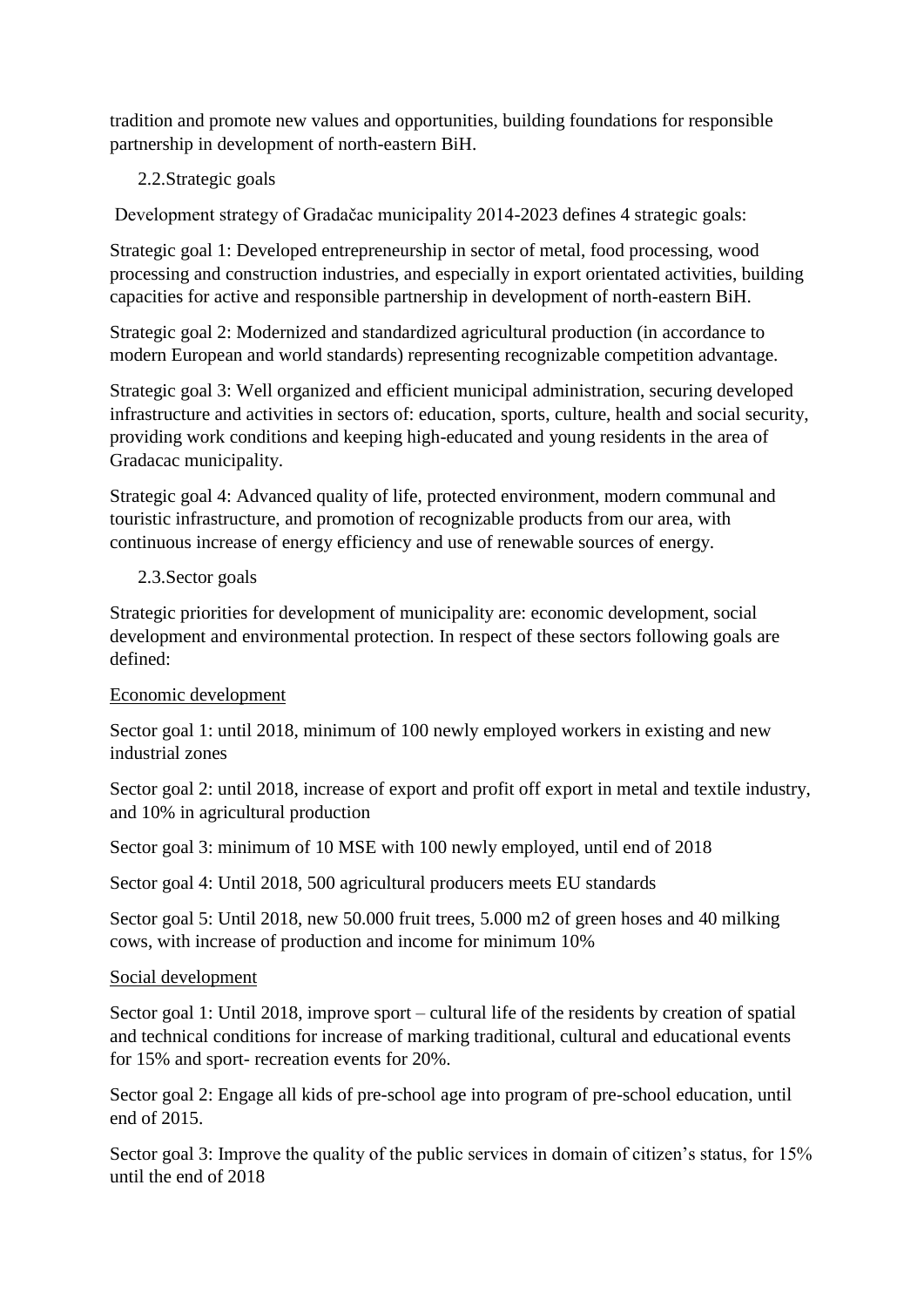tradition and promote new values and opportunities, building foundations for responsible partnership in development of north-eastern BiH.

## 2.2. Strategic goals

Development strategy of Gradačac municipality 2014-2023 defines 4 strategic goals:

Strategic goal 1: Developed entrepreneurship in sector of metal, food processing, wood processing and construction industries, and especially in export orientated activities, building capacities for active and responsible partnership in development of north-eastern BiH.

Strategic goal 2: Modernized and standardized agricultural production (in accordance to modern European and world standards) representing recognizable competition advantage.

Strategic goal 3: Well organized and efficient municipal administration, securing developed infrastructure and activities in sectors of: education, sports, culture, health and social security, providing work conditions and keeping high-educated and young residents in the area of Gradacac municipality.

Strategic goal 4: Advanced quality of life, protected environment, modern communal and touristic infrastructure, and promotion of recognizable products from our area, with continuous increase of energy efficiency and use of renewable sources of energy.

## 2.3. Sector goals

Strategic priorities for development of municipality are: economic development, social development and environmental protection. In respect of these sectors following goals are defined:

<u>Economic development</u>

Sector goal 1: until 2018, minimum of 100 newly employed workers in existing and new industrial zones

Sector goal 2: until 2018, increase of export and profit off export in metal and textile industry, and 10% in agricultural production

Sector goal 3: minimum of 10 MSE with 100 newly employed, until end of 2018

Sector goal 4: Until 2018, 500 agricultural producers meets EU standards

Sector goal 5: Until 2018, new 50.000 fruit trees, 5.000 m2 of green hoses and 40 milking cows, with increase of production and income for minimum 10%

<u>Social development</u>

Sector goal 1: Until 2018, improve sport – cultural life of the residents by creation of spatial and technical conditions for increase of marking traditional, cultural and educational events for 15% and sport- recreation events for 20%.

Sector goal 2: Engage all kids of pre-school age into program of pre-school education, until end of 2015.

Sector goal 3: Improve the quality of the public services in domain of citizen's status, for 15% until the end of 2018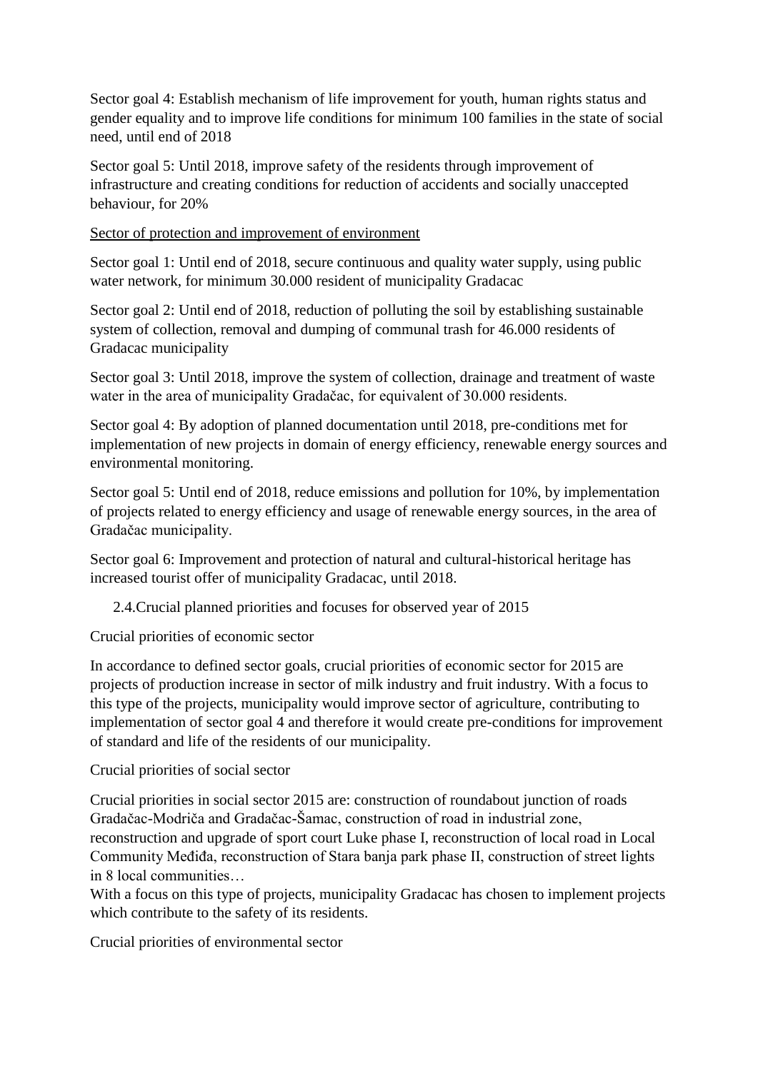Sector goal 4: Establish mechanism of life improvement for youth, human rights status and gender equality and to improve life conditions for minimum 100 families in the state of social need, until end of 2018

Sector goal 5: Until 2018, improve safety of the residents through improvement of infrastructure and creating conditions for reduction of accidents and socially unaccepted behaviour, for 20%

<u>Sector of protection and improvement of environment</u>

Sector goal 1: Until end of 2018, secure continuous and quality water supply, using public water network, for minimum 30.000 resident of municipality Gradacac

Sector goal 2: Until end of 2018, reduction of polluting the soil by establishing sustainable system of collection, removal and dumping of communal trash for 46.000 residents of Gradacac municipality

Sector goal 3: Until 2018, improve the system of collection, drainage and treatment of waste water in the area of municipality Gradačac, for equivalent of 30.000 residents.

Sector goal 4: By adoption of planned documentation until 2018, pre-conditions met for implementation of new projects in domain of energy efficiency, renewable energy sources and environmental monitoring.

Sector goal 5: Until end of 2018, reduce emissions and pollution for 10%, by implementation of projects related to energy efficiency and usage of renewable energy sources, in the area of Gradačac municipality.

Sector goal 6: Improvement and protection of natural and cultural-historical heritage has increased tourist offer of municipality Gradacac, until 2018.

## 2.4.Crucial planned priorities and focuses for observed year of 2015

Crucial priorities of economic sector

In accordance to defined sector goals, crucial priorities of economic sector for 2015 are projects of production increase in sector of milk industry and fruit industry. With a focus to this type of the projects, municipality would improve sector of agriculture, contributing to implementation of sector goal 4 and therefore it would create pre-conditions for improvement of standard and life of the residents of our municipality.

Crucial priorities of social sector

Crucial priorities in social sector 2015 are: construction of roundabout junction of roads Gradačac-Modriča and Gradačac-Šamac, construction of road in industrial zone, reconstruction and upgrade of sport court Luke phase I, reconstruction of local road in Local Community Međiđa, reconstruction of Stara banja park phase II, construction of street lights in 8 local communities…
With a focus on this type of projects, municipality Gradacac has chosen to implement projects which contribute to the safety of its residents.

Crucial priorities of environmental sector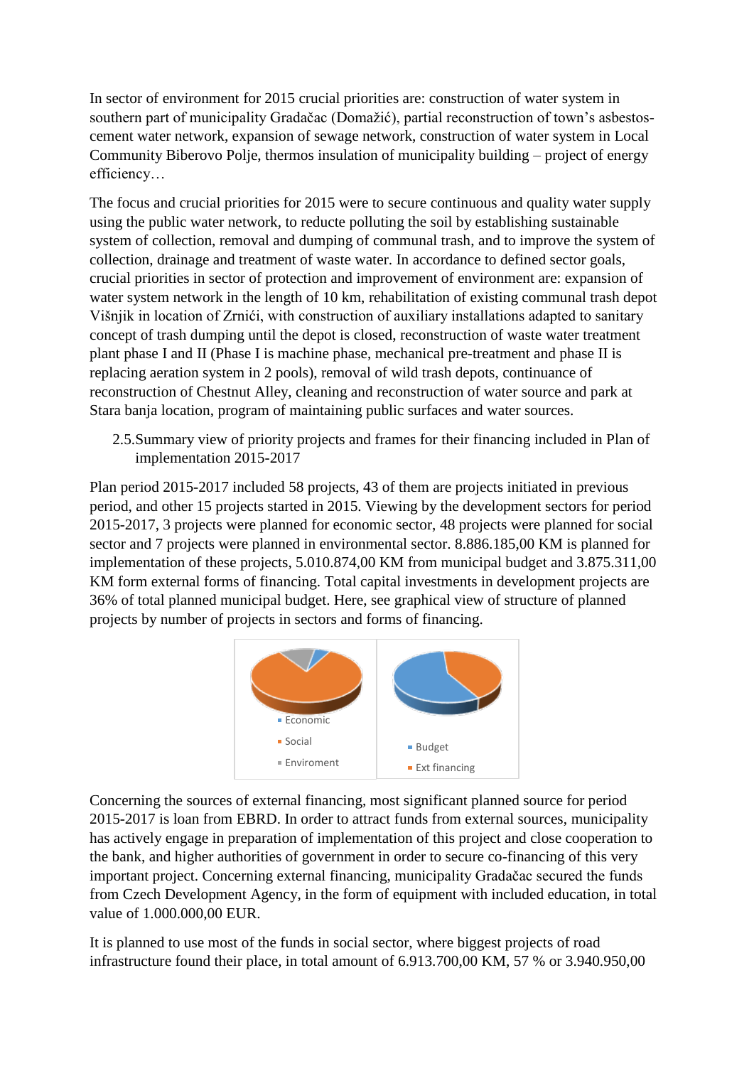In sector of environment for 2015 crucial priorities are: construction of water system in southern part of municipality Gradačac (Domažić), partial reconstruction of town's asbestos-cement water network, expansion of sewage network, construction of water system in Local Community Biberovo Polje, thermos insulation of municipality building – project of energy efficiency…

The focus and crucial priorities for 2015 were to secure continuous and quality water supply using the public water network, to reducte polluting the soil by establishing sustainable system of collection, removal and dumping of communal trash, and to improve the system of collection, drainage and treatment of waste water. In accordance to defined sector goals, crucial priorities in sector of protection and improvement of environment are: expansion of water system network in the length of 10 km, rehabilitation of existing communal trash depot Višnjik in location of Zrnići, with construction of auxiliary installations adapted to sanitary concept of trash dumping until the depot is closed, reconstruction of waste water treatment plant phase I and II (Phase I is machine phase, mechanical pre-treatment and phase II is replacing aeration system in 2 pools), removal of wild trash depots, continuance of reconstruction of Chestnut Alley, cleaning and reconstruction of water source and park at Stara banja location, program of maintaining public surfaces and water sources.

## 2.5. Summary view of priority projects and frames for their financing included in Plan of implementation 2015-2017

Plan period 2015-2017 included 58 projects, 43 of them are projects initiated in previous period, and other 15 projects started in 2015. Viewing by the development sectors for period 2015-2017, 3 projects were planned for economic sector, 48 projects were planned for social sector and 7 projects were planned in environmental sector. 8.886.185,00 KM is planned for implementation of these projects, 5.010.874,00 KM from municipal budget and 3.875.311,00 KM form external forms of financing. Total capital investments in development projects are 36% of total planned municipal budget. Here, see graphical view of structure of planned projects by number of projects in sectors and forms of financing.

- Economic
- Social
- Enviroment

- Budget
- Ext financing

Concerning the sources of external financing, most significant planned source for period 2015-2017 is loan from EBRD. In order to attract funds from external sources, municipality has actively engage in preparation of implementation of this project and close cooperation to the bank, and higher authorities of government in order to secure co-financing of this very important project. Concerning external financing, municipality Gradačac secured the funds from Czech Development Agency, in the form of equipment with included education, in total value of 1.000.000,00 EUR.

It is planned to use most of the funds in social sector, where biggest projects of road infrastructure found their place, in total amount of 6.913.700,00 KM, 57 % or 3.940.950,00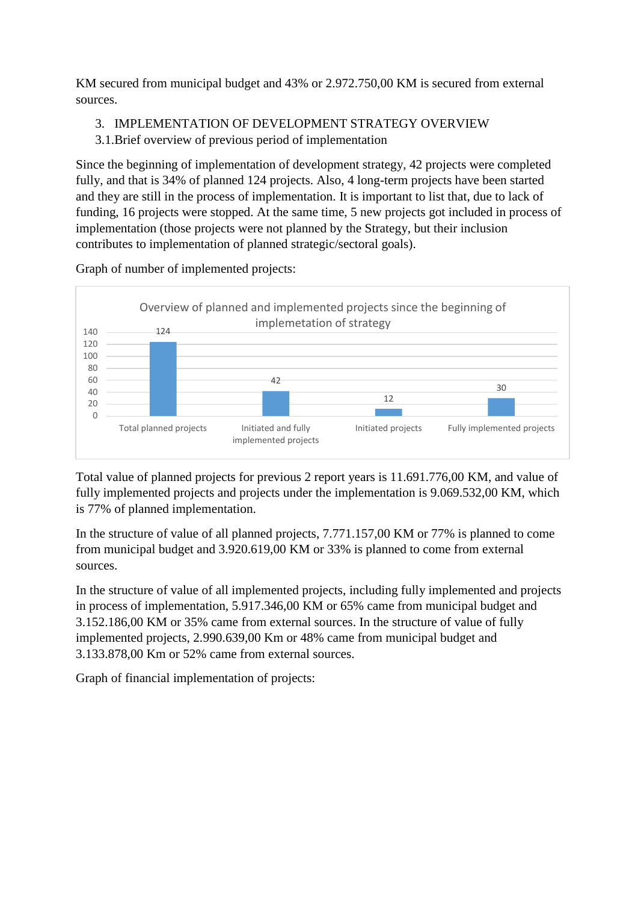KM secured from municipal budget and 43% or 2.972.750,00 KM is secured from external sources.

## 3. IMPLEMENTATION OF DEVELOPMENT STRATEGY OVERVIEW

### 3.1.Brief overview of previous period of implementation

Since the beginning of implementation of development strategy, 42 projects were completed fully, and that is 34% of planned 124 projects. Also, 4 long-term projects have been started and they are still in the process of implementation. It is important to list that, due to lack of funding, 16 projects were stopped. At the same time, 5 new projects got included in process of implementation (those projects were not planned by the Strategy, but their inclusion contributes to implementation of planned strategic/sectoral goals).

Graph of number of implemented projects:

Overview of planned and implemented projects since the beginning of implemetation of strategy

| Category | Number |
|---|---|
| Total planned projects | 124 |
| Initiated and fully implemented projects | 42 |
| Initiated projects | 12 |
| Fully implemented projects | 30 |

Total value of planned projects for previous 2 report years is 11.691.776,00 KM, and value of fully implemented projects and projects under the implementation is 9.069.532,00 KM, which is 77% of planned implementation.

In the structure of value of all planned projects, 7.771.157,00 KM or 77% is planned to come from municipal budget and 3.920.619,00 KM or 33% is planned to come from external sources.

In the structure of value of all implemented projects, including fully implemented and projects in process of implementation, 5.917.346,00 KM or 65% came from municipal budget and 3.152.186,00 KM or 35% came from external sources. In the structure of value of fully implemented projects, 2.990.639,00 Km or 48% came from municipal budget and 3.133.878,00 Km or 52% came from external sources.

Graph of financial implementation of projects: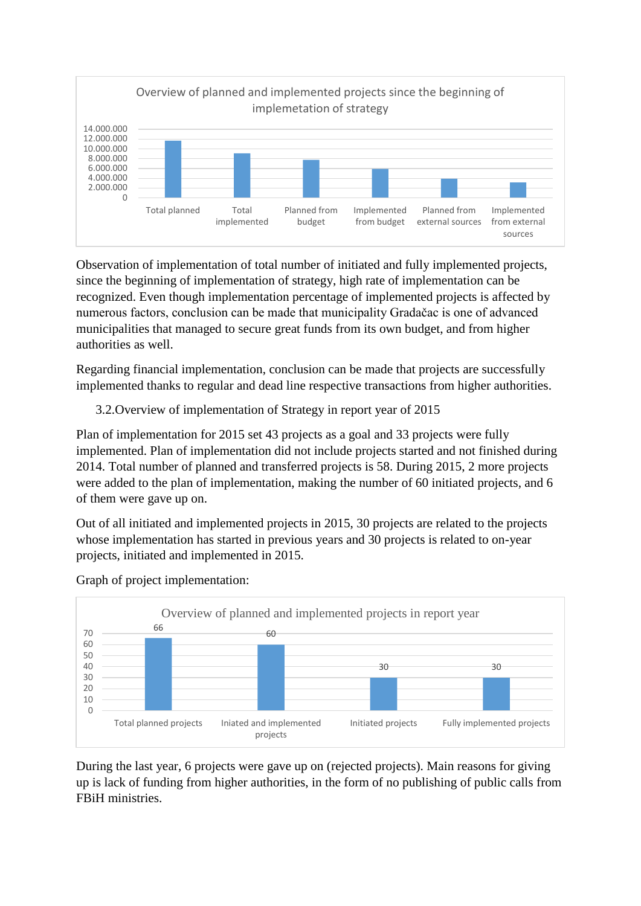Overview of planned and implemented projects since the beginning of implemetation of strategy

| | Total planned | Total implemented | Planned from budget | Implemented from budget | Planned from external sources | Implemented from external sources |
|---|---|---|---|---|---|---|

Observation of implementation of total number of initiated and fully implemented projects, since the beginning of implementation of strategy, high rate of implementation can be recognized. Even though implementation percentage of implemented projects is affected by numerous factors, conclusion can be made that municipality Gradačac is one of advanced municipalities that managed to secure great funds from its own budget, and from higher authorities as well.

Regarding financial implementation, conclusion can be made that projects are successfully implemented thanks to regular and dead line respective transactions from higher authorities.

### 3.2.Overview of implementation of Strategy in report year of 2015

Plan of implementation for 2015 set 43 projects as a goal and 33 projects were fully implemented. Plan of implementation did not include projects started and not finished during 2014. Total number of planned and transferred projects is 58. During 2015, 2 more projects were added to the plan of implementation, making the number of 60 initiated projects, and 6 of them were gave up on.

Out of all initiated and implemented projects in 2015, 30 projects are related to the projects whose implementation has started in previous years and 30 projects is related to on-year projects, initiated and implemented in 2015.

Graph of project implementation:

Overview of planned and implemented projects in report year

| Total planned projects | Iniated and implemented projects | Initiated projects | Fully implemented projects |
|---|---|---|---|
| 66 | 60 | 30 | 30 |

During the last year, 6 projects were gave up on (rejected projects). Main reasons for giving up is lack of funding from higher authorities, in the form of no publishing of public calls from FBiH ministries.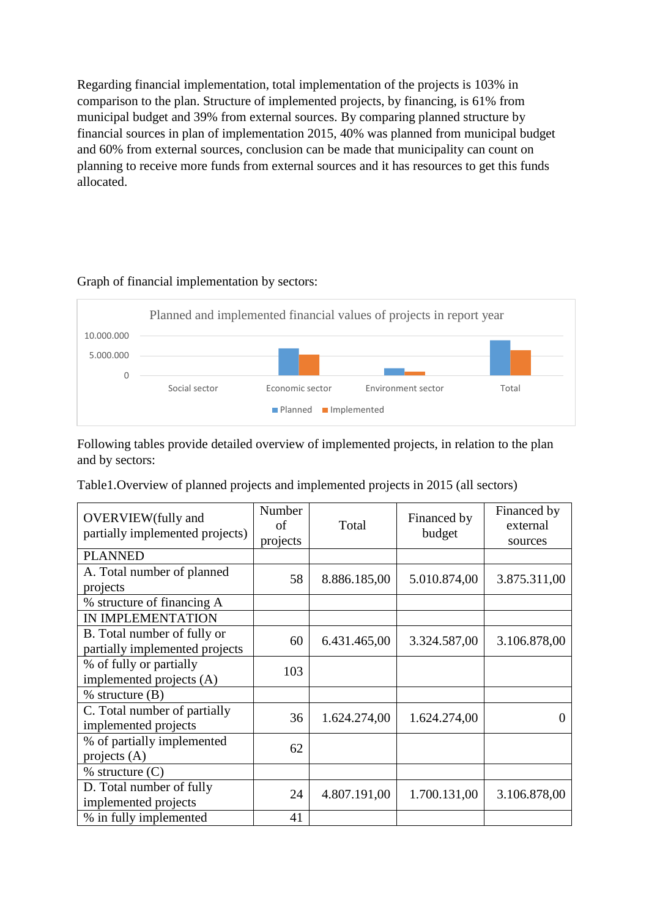Regarding financial implementation, total implementation of the projects is 103% in comparison to the plan. Structure of implemented projects, by financing, is 61% from municipal budget and 39% from external sources. By comparing planned structure by financial sources in plan of implementation 2015, 40% was planned from municipal budget and 60% from external sources, conclusion can be made that municipality can count on planning to receive more funds from external sources and it has resources to get this funds allocated.

Graph of financial implementation by sectors:

Planned and implemented financial values of projects in report year

10.000.000
5.000.000
0

Social sector | Economic sector | Environment sector | Total

Planned | Implemented

Following tables provide detailed overview of implemented projects, in relation to the plan and by sectors:

Table1.Overview of planned projects and implemented projects in 2015 (all sectors)

| OVERVIEW(fully and partially implemented projects) | Number of projects | Total | Financed by budget | Financed by external sources |
|---|---|---|---|---|
| PLANNED | | | | |
| A. Total number of planned projects | 58 | 8.886.185,00 | 5.010.874,00 | 3.875.311,00 |
| % structure of financing A | | | | |
| IN IMPLEMENTATION | | | | |
| B. Total number of fully or partially implemented projects | 60 | 6.431.465,00 | 3.324.587,00 | 3.106.878,00 |
| % of fully or partially implemented projects (A) | 103 | | | |
| % structure (B) | | | | |
| C. Total number of partially implemented projects | 36 | 1.624.274,00 | 1.624.274,00 | 0 |
| % of partially implemented projects (A) | 62 | | | |
| % structure (C) | | | | |
| D. Total number of fully implemented projects | 24 | 4.807.191,00 | 1.700.131,00 | 3.106.878,00 |
| % in fully implemented | 41 | | | |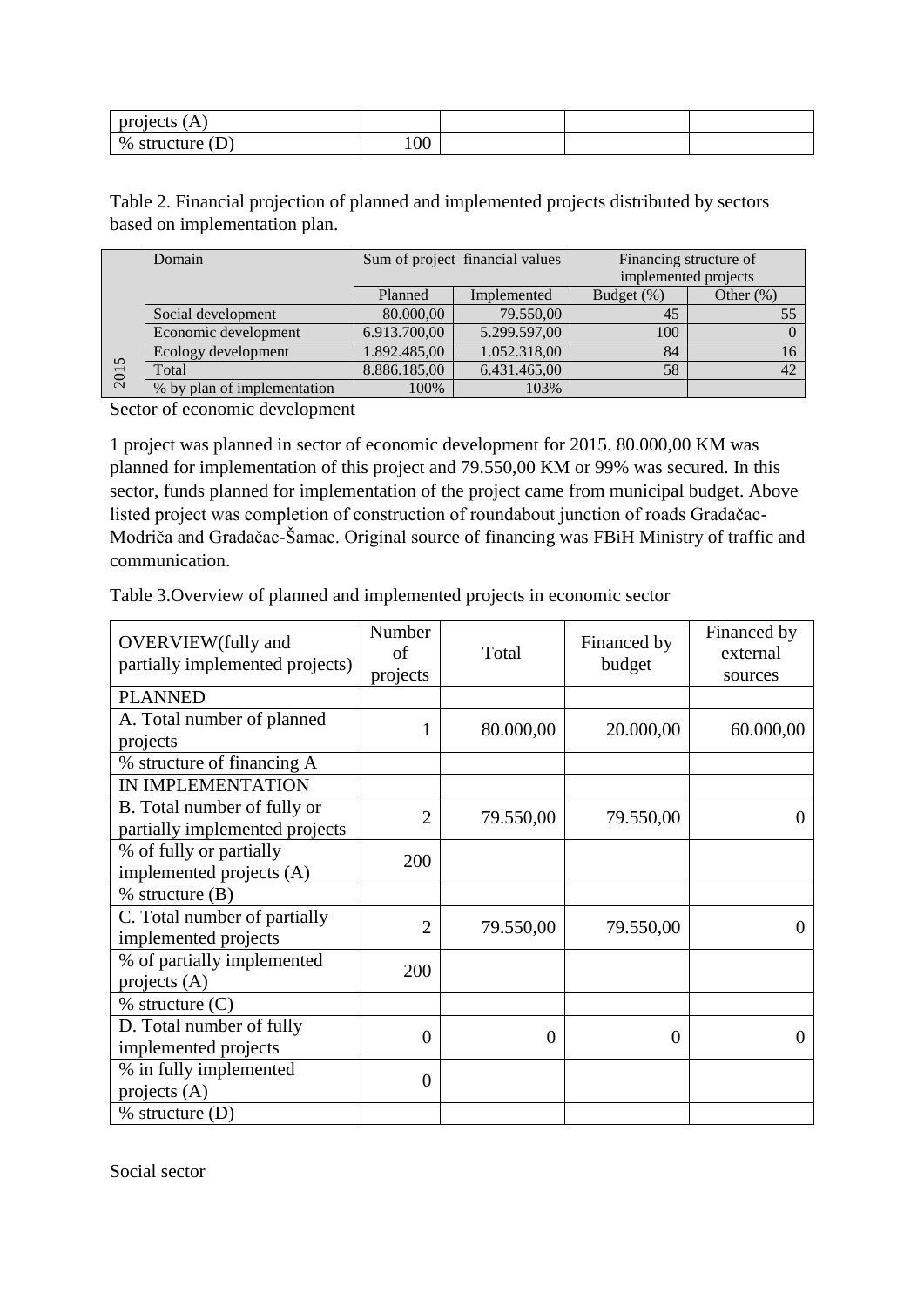| projects (A) | | | | |
|---|---|---|---|---|
| % structure (D) | 100 | | | |

Table 2. Financial projection of planned and implemented projects distributed by sectors based on implementation plan.

| | Domain | Sum of project financial values | | Financing structure of implemented projects | |
|---|---|---|---|---|---|
| | | Planned | Implemented | Budget (%) | Other (%) |
| 2015 | Social development | 80.000,00 | 79.550,00 | 45 | 55 |
| | Economic development | 6.913.700,00 | 5.299.597,00 | 100 | 0 |
| | Ecology development | 1.892.485,00 | 1.052.318,00 | 84 | 16 |
| | Total | 8.886.185,00 | 6.431.465,00 | 58 | 42 |
| | % by plan of implementation | 100% | 103% | | |

Sector of economic development

1 project was planned in sector of economic development for 2015. 80.000,00 KM was planned for implementation of this project and 79.550,00 KM or 99% was secured. In this sector, funds planned for implementation of the project came from municipal budget. Above listed project was completion of construction of roundabout junction of roads Gradačac-Modriča and Gradačac-Šamac. Original source of financing was FBiH Ministry of traffic and communication.

Table 3.Overview of planned and implemented projects in economic sector

| OVERVIEW(fully and partially implemented projects) | Number of projects | Total | Financed by budget | Financed by external sources |
|---|---|---|---|---|
| PLANNED | | | | |
| A. Total number of planned projects | 1 | 80.000,00 | 20.000,00 | 60.000,00 |
| % structure of financing A | | | | |
| IN IMPLEMENTATION | | | | |
| B. Total number of fully or partially implemented projects | 2 | 79.550,00 | 79.550,00 | 0 |
| % of fully or partially implemented projects (A) | 200 | | | |
| % structure (B) | | | | |
| C. Total number of partially implemented projects | 2 | 79.550,00 | 79.550,00 | 0 |
| % of partially implemented projects (A) | 200 | | | |
| % structure (C) | | | | |
| D. Total number of fully implemented projects | 0 | 0 | 0 | 0 |
| % in fully implemented projects (A) | 0 | | | |
| % structure (D) | | | | |

Social sector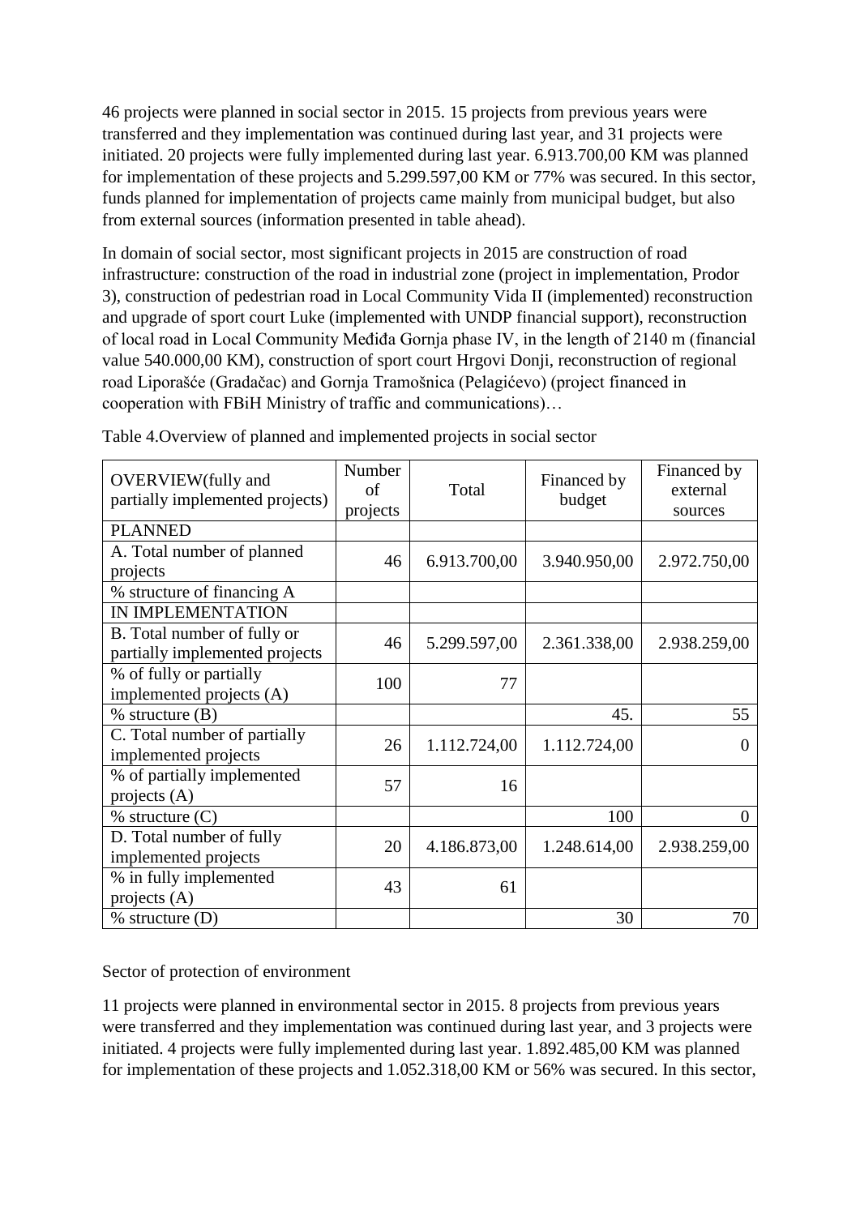46 projects were planned in social sector in 2015. 15 projects from previous years were transferred and they implementation was continued during last year, and 31 projects were initiated. 20 projects were fully implemented during last year. 6.913.700,00 KM was planned for implementation of these projects and 5.299.597,00 KM or 77% was secured. In this sector, funds planned for implementation of projects came mainly from municipal budget, but also from external sources (information presented in table ahead).

In domain of social sector, most significant projects in 2015 are construction of road infrastructure: construction of the road in industrial zone (project in implementation, Prodor 3), construction of pedestrian road in Local Community Vida II (implemented) reconstruction and upgrade of sport court Luke (implemented with UNDP financial support), reconstruction of local road in Local Community Međiđa Gornja phase IV, in the length of 2140 m (financial value 540.000,00 KM), construction of sport court Hrgovi Donji, reconstruction of regional road Liporašće (Gradačac) and Gornja Tramošnica (Pelagićevo) (project financed in cooperation with FBiH Ministry of traffic and communications)…

Table 4.Overview of planned and implemented projects in social sector

| OVERVIEW(fully and partially implemented projects) | Number of projects | Total | Financed by budget | Financed by external sources |
|---|---|---|---|---|
| PLANNED | | | | |
| A. Total number of planned projects | 46 | 6.913.700,00 | 3.940.950,00 | 2.972.750,00 |
| % structure of financing A | | | | |
| IN IMPLEMENTATION | | | | |
| B. Total number of fully or partially implemented projects | 46 | 5.299.597,00 | 2.361.338,00 | 2.938.259,00 |
| % of fully or partially implemented projects (A) | 100 | 77 | | |
| % structure (B) | | | 45. | 55 |
| C. Total number of partially implemented projects | 26 | 1.112.724,00 | 1.112.724,00 | 0 |
| % of partially implemented projects (A) | 57 | 16 | | |
| % structure (C) | | | 100 | 0 |
| D. Total number of fully implemented projects | 20 | 4.186.873,00 | 1.248.614,00 | 2.938.259,00 |
| % in fully implemented projects (A) | 43 | 61 | | |
| % structure (D) | | | 30 | 70 |

Sector of protection of environment

11 projects were planned in environmental sector in 2015. 8 projects from previous years were transferred and they implementation was continued during last year, and 3 projects were initiated. 4 projects were fully implemented during last year. 1.892.485,00 KM was planned for implementation of these projects and 1.052.318,00 KM or 56% was secured. In this sector,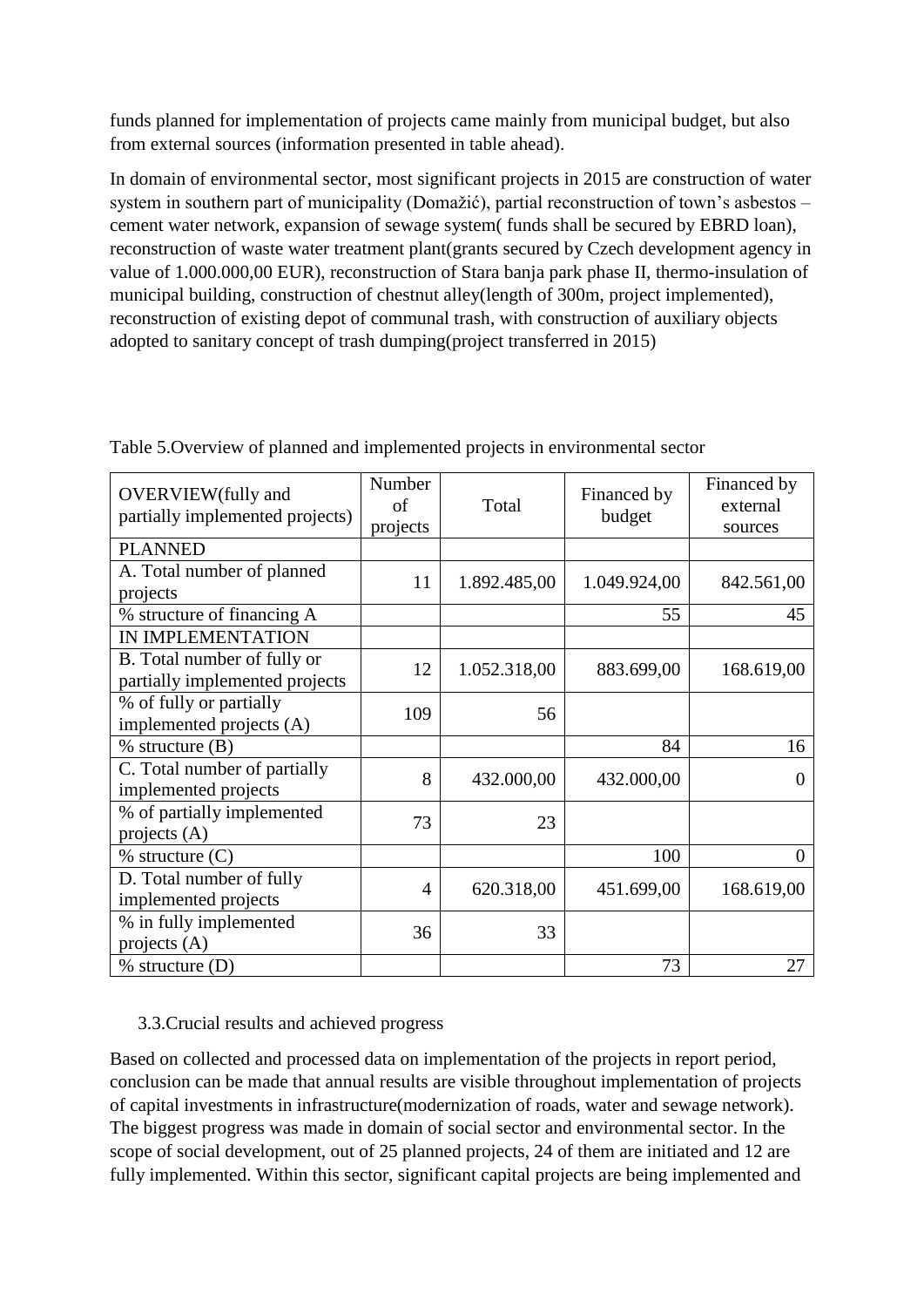funds planned for implementation of projects came mainly from municipal budget, but also from external sources (information presented in table ahead).

In domain of environmental sector, most significant projects in 2015 are construction of water system in southern part of municipality (Domažić), partial reconstruction of town's asbestos – cement water network, expansion of sewage system( funds shall be secured by EBRD loan), reconstruction of waste water treatment plant(grants secured by Czech development agency in value of 1.000.000,00 EUR), reconstruction of Stara banja park phase II, thermo-insulation of municipal building, construction of chestnut alley(length of 300m, project implemented), reconstruction of existing depot of communal trash, with construction of auxiliary objects adopted to sanitary concept of trash dumping(project transferred in 2015)

Table 5.Overview of planned and implemented projects in environmental sector

| OVERVIEW(fully and partially implemented projects) | Number of projects | Total | Financed by budget | Financed by external sources |
|---|---|---|---|---|
| PLANNED | | | | |
| A. Total number of planned projects | 11 | 1.892.485,00 | 1.049.924,00 | 842.561,00 |
| % structure of financing A | | | 55 | 45 |
| IN IMPLEMENTATION | | | | |
| B. Total number of fully or partially implemented projects | 12 | 1.052.318,00 | 883.699,00 | 168.619,00 |
| % of fully or partially implemented projects (A) | 109 | 56 | | |
| % structure (B) | | | 84 | 16 |
| C. Total number of partially implemented projects | 8 | 432.000,00 | 432.000,00 | 0 |
| % of partially implemented projects (A) | 73 | 23 | | |
| % structure (C) | | | 100 | 0 |
| D. Total number of fully implemented projects | 4 | 620.318,00 | 451.699,00 | 168.619,00 |
| % in fully implemented projects (A) | 36 | 33 | | |
| % structure (D) | | | 73 | 27 |

### 3.3.Crucial results and achieved progress

Based on collected and processed data on implementation of the projects in report period, conclusion can be made that annual results are visible throughout implementation of projects of capital investments in infrastructure(modernization of roads, water and sewage network). The biggest progress was made in domain of social sector and environmental sector. In the scope of social development, out of 25 planned projects, 24 of them are initiated and 12 are fully implemented. Within this sector, significant capital projects are being implemented and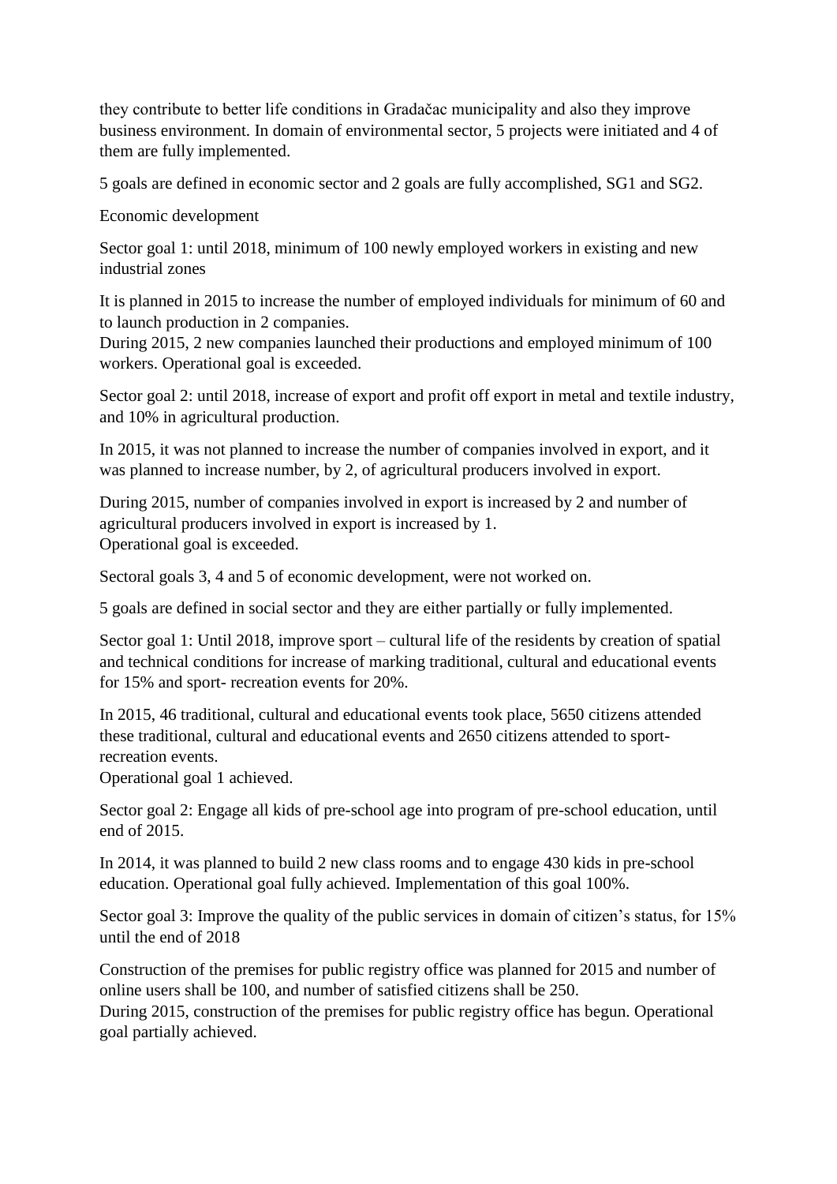they contribute to better life conditions in Gradačac municipality and also they improve business environment. In domain of environmental sector, 5 projects were initiated and 4 of them are fully implemented.

5 goals are defined in economic sector and 2 goals are fully accomplished, SG1 and SG2.

Economic development

Sector goal 1: until 2018, minimum of 100 newly employed workers in existing and new industrial zones

It is planned in 2015 to increase the number of employed individuals for minimum of 60 and to launch production in 2 companies.
During 2015, 2 new companies launched their productions and employed minimum of 100 workers. Operational goal is exceeded.

Sector goal 2: until 2018, increase of export and profit off export in metal and textile industry, and 10% in agricultural production.

In 2015, it was not planned to increase the number of companies involved in export, and it was planned to increase number, by 2, of agricultural producers involved in export.

During 2015, number of companies involved in export is increased by 2 and number of agricultural producers involved in export is increased by 1.
Operational goal is exceeded.

Sectoral goals 3, 4 and 5 of economic development, were not worked on.

5 goals are defined in social sector and they are either partially or fully implemented.

Sector goal 1: Until 2018, improve sport – cultural life of the residents by creation of spatial and technical conditions for increase of marking traditional, cultural and educational events for 15% and sport- recreation events for 20%.

In 2015, 46 traditional, cultural and educational events took place, 5650 citizens attended these traditional, cultural and educational events and 2650 citizens attended to sport-recreation events.
Operational goal 1 achieved.

Sector goal 2: Engage all kids of pre-school age into program of pre-school education, until end of 2015.

In 2014, it was planned to build 2 new class rooms and to engage 430 kids in pre-school education. Operational goal fully achieved. Implementation of this goal 100%.

Sector goal 3: Improve the quality of the public services in domain of citizen's status, for 15% until the end of 2018

Construction of the premises for public registry office was planned for 2015 and number of online users shall be 100, and number of satisfied citizens shall be 250.
During 2015, construction of the premises for public registry office has begun. Operational goal partially achieved.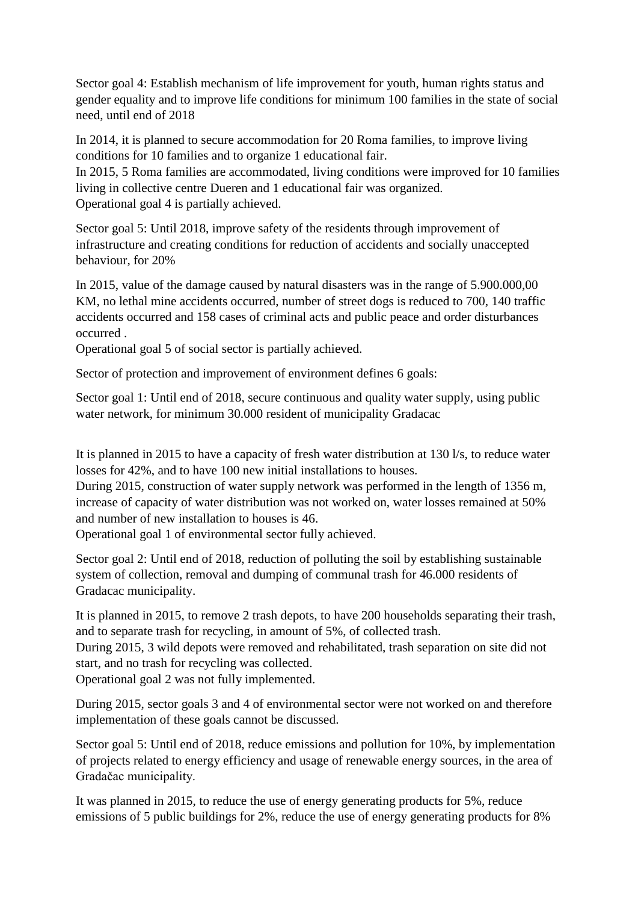Sector goal 4: Establish mechanism of life improvement for youth, human rights status and gender equality and to improve life conditions for minimum 100 families in the state of social need, until end of 2018

In 2014, it is planned to secure accommodation for 20 Roma families, to improve living conditions for 10 families and to organize 1 educational fair.
In 2015, 5 Roma families are accommodated, living conditions were improved for 10 families living in collective centre Dueren and 1 educational fair was organized.
Operational goal 4 is partially achieved.

Sector goal 5: Until 2018, improve safety of the residents through improvement of infrastructure and creating conditions for reduction of accidents and socially unaccepted behaviour, for 20%

In 2015, value of the damage caused by natural disasters was in the range of 5.900.000,00 KM, no lethal mine accidents occurred, number of street dogs is reduced to 700, 140 traffic accidents occurred and 158 cases of criminal acts and public peace and order disturbances occurred .
Operational goal 5 of social sector is partially achieved.

Sector of protection and improvement of environment defines 6 goals:

Sector goal 1: Until end of 2018, secure continuous and quality water supply, using public water network, for minimum 30.000 resident of municipality Gradacac

It is planned in 2015 to have a capacity of fresh water distribution at 130 l/s, to reduce water losses for 42%, and to have 100 new initial installations to houses.
During 2015, construction of water supply network was performed in the length of 1356 m, increase of capacity of water distribution was not worked on, water losses remained at 50% and number of new installation to houses is 46.
Operational goal 1 of environmental sector fully achieved.

Sector goal 2: Until end of 2018, reduction of polluting the soil by establishing sustainable system of collection, removal and dumping of communal trash for 46.000 residents of Gradacac municipality.

It is planned in 2015, to remove 2 trash depots, to have 200 households separating their trash, and to separate trash for recycling, in amount of 5%, of collected trash.
During 2015, 3 wild depots were removed and rehabilitated, trash separation on site did not start, and no trash for recycling was collected.
Operational goal 2 was not fully implemented.

During 2015, sector goals 3 and 4 of environmental sector were not worked on and therefore implementation of these goals cannot be discussed.

Sector goal 5: Until end of 2018, reduce emissions and pollution for 10%, by implementation of projects related to energy efficiency and usage of renewable energy sources, in the area of Gradačac municipality.

It was planned in 2015, to reduce the use of energy generating products for 5%, reduce emissions of 5 public buildings for 2%, reduce the use of energy generating products for 8%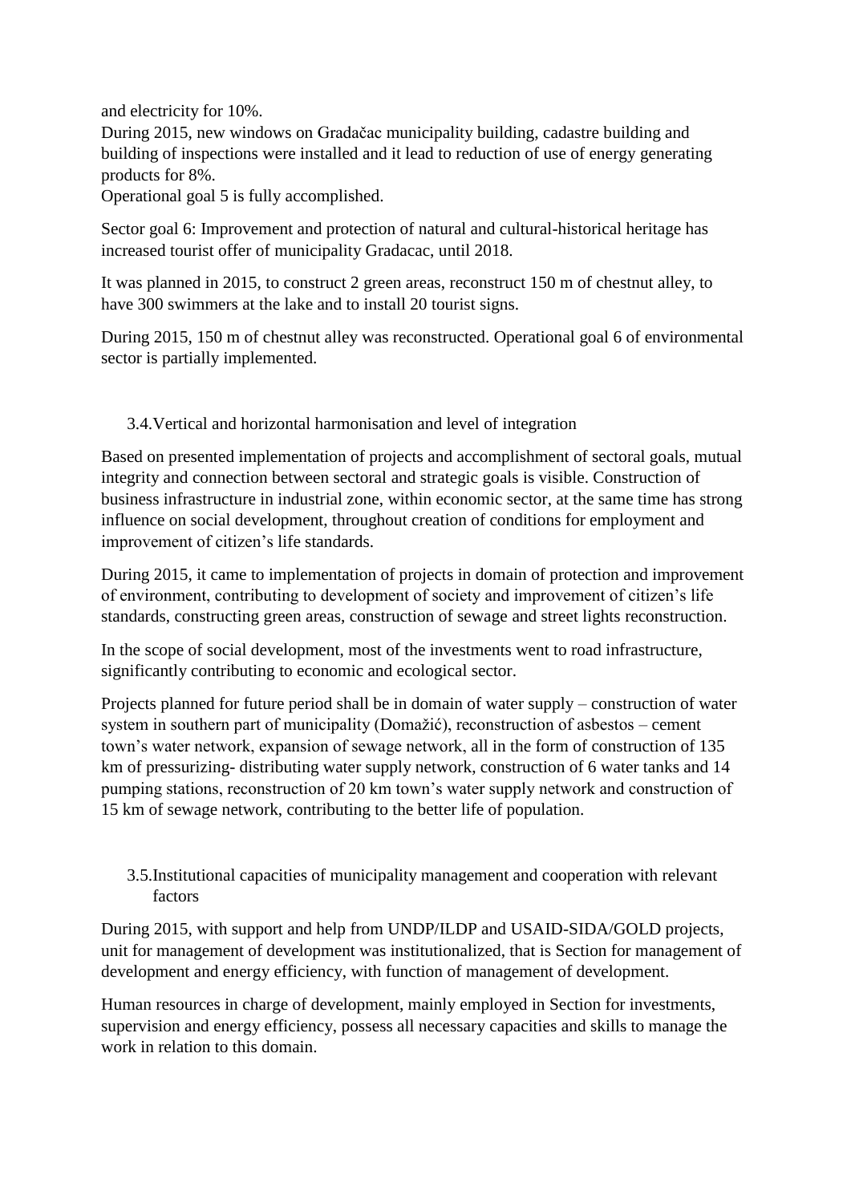and electricity for 10%.

During 2015, new windows on Gradačac municipality building, cadastre building and building of inspections were installed and it lead to reduction of use of energy generating products for 8%.

Operational goal 5 is fully accomplished.

Sector goal 6: Improvement and protection of natural and cultural-historical heritage has increased tourist offer of municipality Gradacac, until 2018.

It was planned in 2015, to construct 2 green areas, reconstruct 150 m of chestnut alley, to have 300 swimmers at the lake and to install 20 tourist signs.

During 2015, 150 m of chestnut alley was reconstructed. Operational goal 6 of environmental sector is partially implemented.

## 3.4. Vertical and horizontal harmonisation and level of integration

Based on presented implementation of projects and accomplishment of sectoral goals, mutual integrity and connection between sectoral and strategic goals is visible. Construction of business infrastructure in industrial zone, within economic sector, at the same time has strong influence on social development, throughout creation of conditions for employment and improvement of citizen's life standards.

During 2015, it came to implementation of projects in domain of protection and improvement of environment, contributing to development of society and improvement of citizen's life standards, constructing green areas, construction of sewage and street lights reconstruction.

In the scope of social development, most of the investments went to road infrastructure, significantly contributing to economic and ecological sector.

Projects planned for future period shall be in domain of water supply – construction of water system in southern part of municipality (Domažić), reconstruction of asbestos – cement town's water network, expansion of sewage network, all in the form of construction of 135 km of pressurizing- distributing water supply network, construction of 6 water tanks and 14 pumping stations, reconstruction of 20 km town's water supply network and construction of 15 km of sewage network, contributing to the better life of population.

## 3.5. Institutional capacities of municipality management and cooperation with relevant factors

During 2015, with support and help from UNDP/ILDP and USAID-SIDA/GOLD projects, unit for management of development was institutionalized, that is Section for management of development and energy efficiency, with function of management of development.

Human resources in charge of development, mainly employed in Section for investments, supervision and energy efficiency, possess all necessary capacities and skills to manage the work in relation to this domain.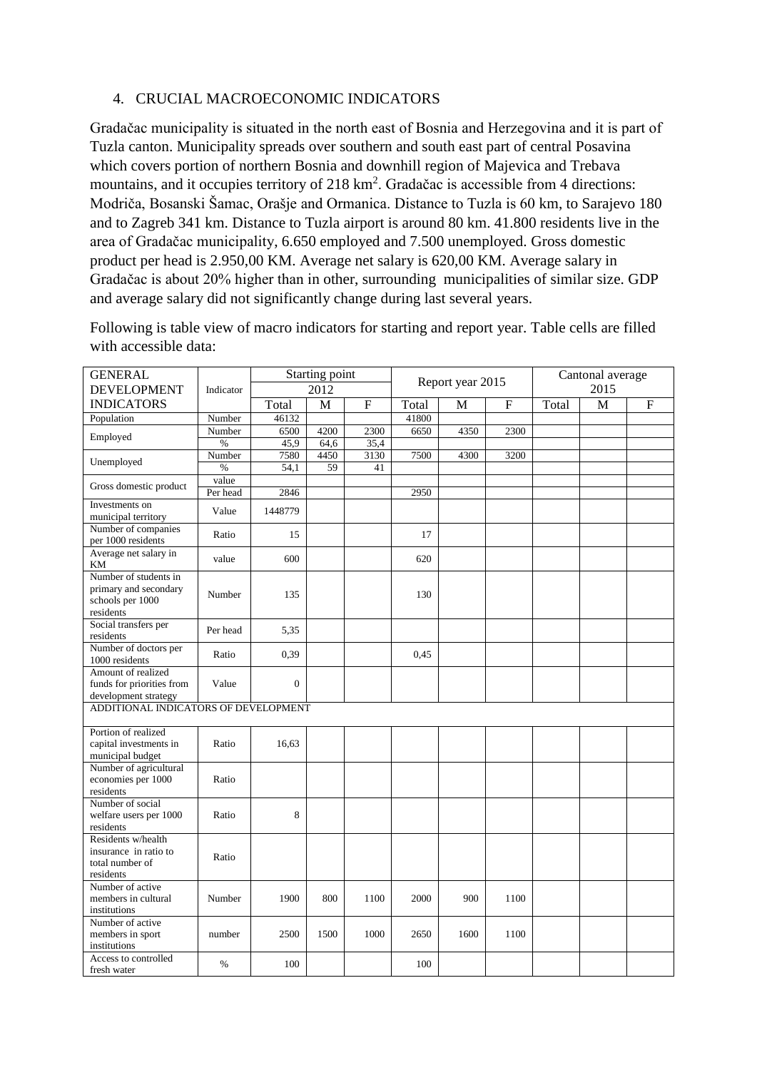## 4. CRUCIAL MACROECONOMIC INDICATORS

Gradačac municipality is situated in the north east of Bosnia and Herzegovina and it is part of Tuzla canton. Municipality spreads over southern and south east part of central Posavina which covers portion of northern Bosnia and downhill region of Majevica and Trebava mountains, and it occupies territory of 218 km$^2$. Gradačac is accessible from 4 directions: Modriča, Bosanski Šamac, Orašje and Ormanica. Distance to Tuzla is 60 km, to Sarajevo 180 and to Zagreb 341 km. Distance to Tuzla airport is around 80 km. 41.800 residents live in the area of Gradačac municipality, 6.650 employed and 7.500 unemployed. Gross domestic product per head is 2.950,00 KM. Average net salary is 620,00 KM. Average salary in Gradačac is about 20% higher than in other, surrounding municipalities of similar size. GDP and average salary did not significantly change during last several years.

Following is table view of macro indicators for starting and report year. Table cells are filled with accessible data:

| GENERAL DEVELOPMENT INDICATORS | Indicator | Starting point 2012 | | | Report year 2015 | | | Cantonal average 2015 | | |
|---|---|---|---|---|---|---|---|---|---|---|
| | | Total | M | F | Total | M | F | Total | M | F |
| Population | Number | 46132 | | | 41800 | | | | | |
| Employed | Number | 6500 | 4200 | 2300 | 6650 | 4350 | 2300 | | | |
| | % | 45,9 | 64,6 | 35,4 | | | | | | |
| Unemployed | Number | 7580 | 4450 | 3130 | 7500 | 4300 | 3200 | | | |
| | % | 54,1 | 59 | 41 | | | | | | |
| Gross domestic product | value | | | | | | | | | |
| | Per head | 2846 | | | 2950 | | | | | |
| Investments on municipal territory | Value | 1448779 | | | | | | | | |
| Number of companies per 1000 residents | Ratio | 15 | | | 17 | | | | | |
| Average net salary in KM | value | 600 | | | 620 | | | | | |
| Number of students in primary and secondary schools per 1000 residents | Number | 135 | | | 130 | | | | | |
| Social transfers per residents | Per head | 5,35 | | | | | | | | |
| Number of doctors per 1000 residents | Ratio | 0,39 | | | 0,45 | | | | | |
| Amount of realized funds for priorities from development strategy | Value | 0 | | | | | | | | |
| ADDITIONAL INDICATORS OF DEVELOPMENT | | | | | | | | | | |
| Portion of realized capital investments in municipal budget | Ratio | 16,63 | | | | | | | | |
| Number of agricultural economies per 1000 residents | Ratio | | | | | | | | | |
| Number of social welfare users per 1000 residents | Ratio | 8 | | | | | | | | |
| Residents w/health insurance in ratio to total number of residents | Ratio | | | | | | | | | |
| Number of active members in cultural institutions | Number | 1900 | 800 | 1100 | 2000 | 900 | 1100 | | | |
| Number of active members in sport institutions | number | 2500 | 1500 | 1000 | 2650 | 1600 | 1100 | | | |
| Access to controlled fresh water | % | 100 | | | 100 | | | | | |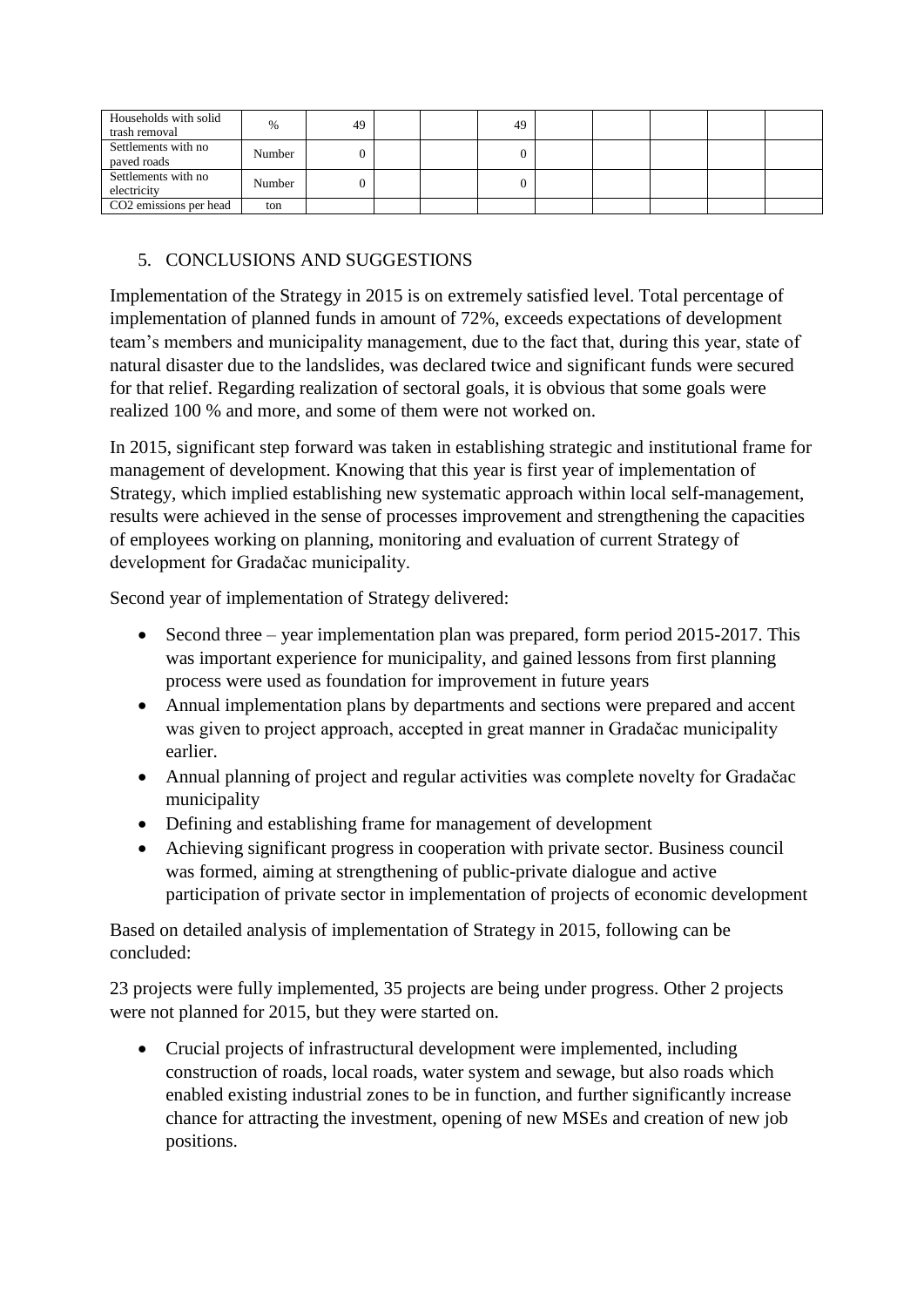| Households with solid trash removal | % | 49 | | | 49 | | | | | |
|---|---|---|---|---|---|---|---|---|---|---|
| Settlements with no paved roads | Number | 0 | | | 0 | | | | | |
| Settlements with no electricity | Number | 0 | | | 0 | | | | | |
| $CO_2$ emissions per head | ton | | | | | | | | | |

## 5. CONCLUSIONS AND SUGGESTIONS

Implementation of the Strategy in 2015 is on extremely satisfied level. Total percentage of implementation of planned funds in amount of 72%, exceeds expectations of development team's members and municipality management, due to the fact that, during this year, state of natural disaster due to the landslides, was declared twice and significant funds were secured for that relief. Regarding realization of sectoral goals, it is obvious that some goals were realized 100 % and more, and some of them were not worked on.

In 2015, significant step forward was taken in establishing strategic and institutional frame for management of development. Knowing that this year is first year of implementation of Strategy, which implied establishing new systematic approach within local self-management, results were achieved in the sense of processes improvement and strengthening the capacities of employees working on planning, monitoring and evaluation of current Strategy of development for Gradačac municipality.

Second year of implementation of Strategy delivered:

- Second three – year implementation plan was prepared, form period 2015-2017. This was important experience for municipality, and gained lessons from first planning process were used as foundation for improvement in future years
- Annual implementation plans by departments and sections were prepared and accent was given to project approach, accepted in great manner in Gradačac municipality earlier.
- Annual planning of project and regular activities was complete novelty for Gradačac municipality
- Defining and establishing frame for management of development
- Achieving significant progress in cooperation with private sector. Business council was formed, aiming at strengthening of public-private dialogue and active participation of private sector in implementation of projects of economic development

Based on detailed analysis of implementation of Strategy in 2015, following can be concluded:

23 projects were fully implemented, 35 projects are being under progress. Other 2 projects were not planned for 2015, but they were started on.

- Crucial projects of infrastructural development were implemented, including construction of roads, local roads, water system and sewage, but also roads which enabled existing industrial zones to be in function, and further significantly increase chance for attracting the investment, opening of new MSEs and creation of new job positions.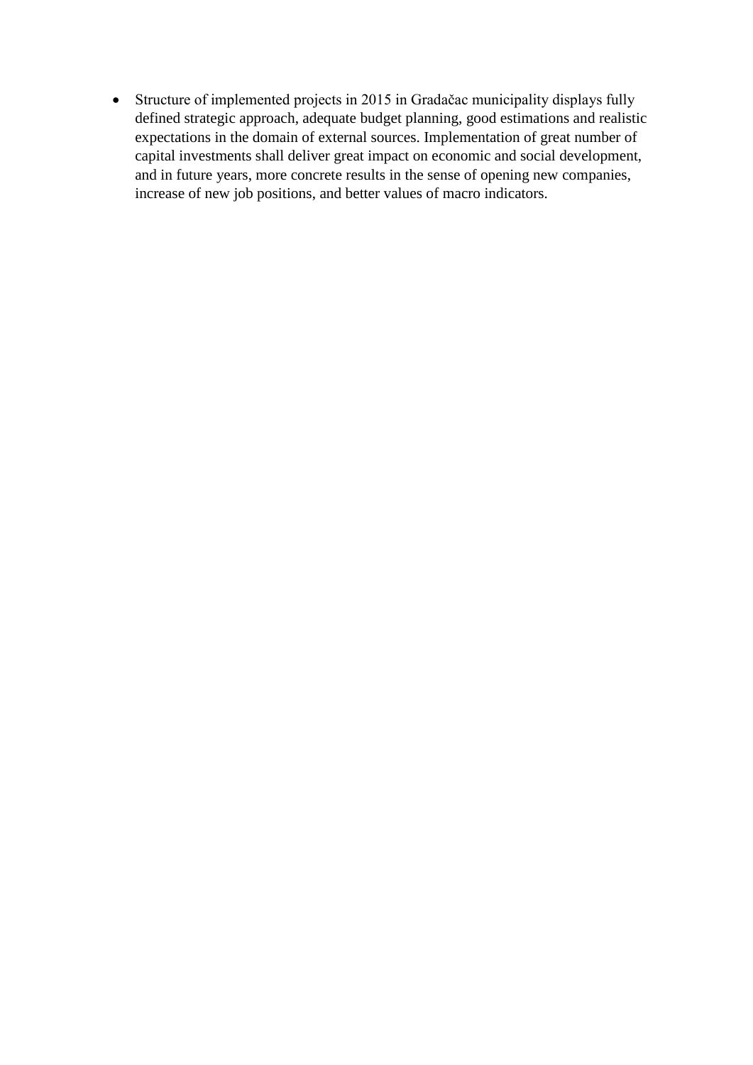- Structure of implemented projects in 2015 in Gradačac municipality displays fully defined strategic approach, adequate budget planning, good estimations and realistic expectations in the domain of external sources. Implementation of great number of capital investments shall deliver great impact on economic and social development, and in future years, more concrete results in the sense of opening new companies, increase of new job positions, and better values of macro indicators.